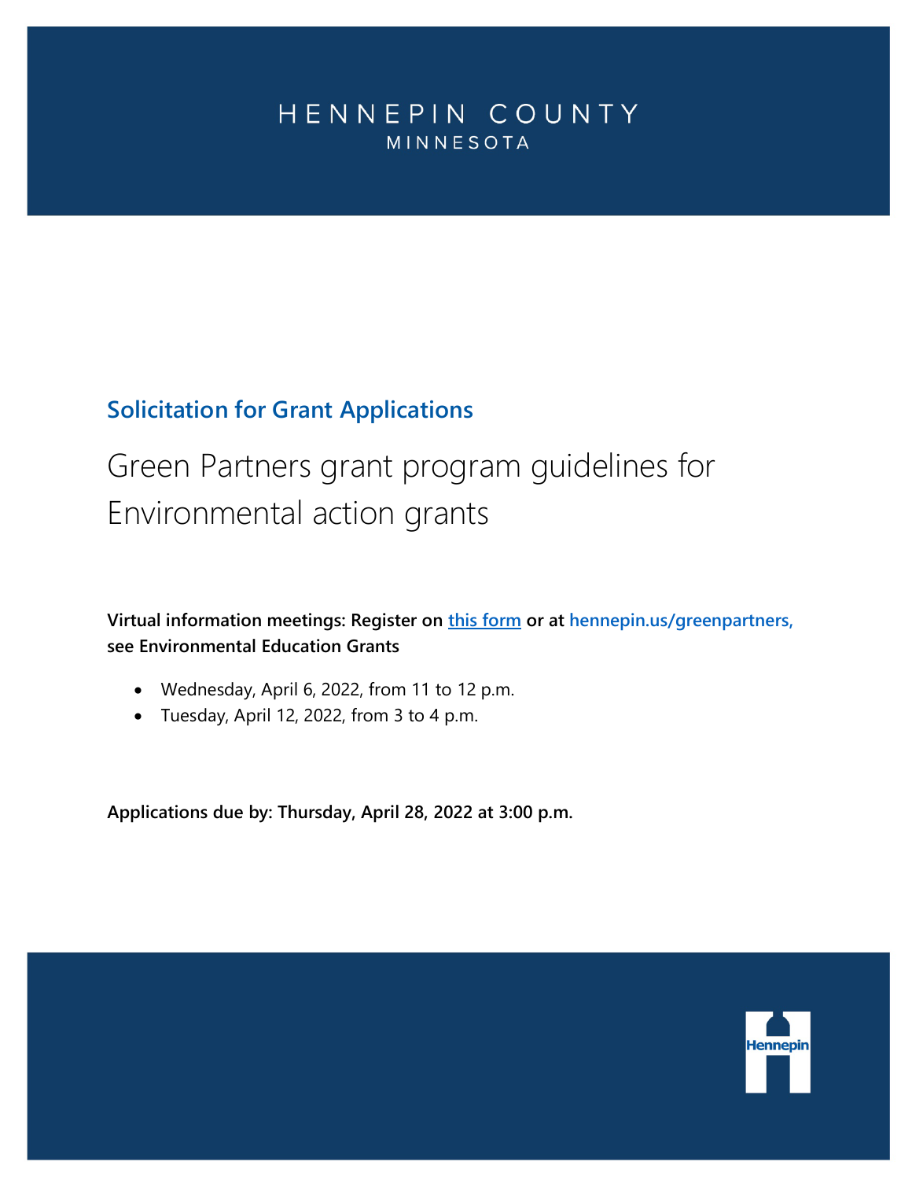HENNEPIN COUNTY

MINNESOTA

## Solicitation for Grant Applications

# Green Partners grant program guidelines for Environmental action grants

**Virtual information meetings: Register on [this form](this form) or at hennepin.us/greenpartners, see Environmental Education Grants**

- Wednesday, April 6, 2022, from 11 to 12 p.m.
- Tuesday, April 12, 2022, from 3 to 4 p.m.

**Applications due by: Thursday, April 28, 2022 at 3:00 p.m.**

Hennepin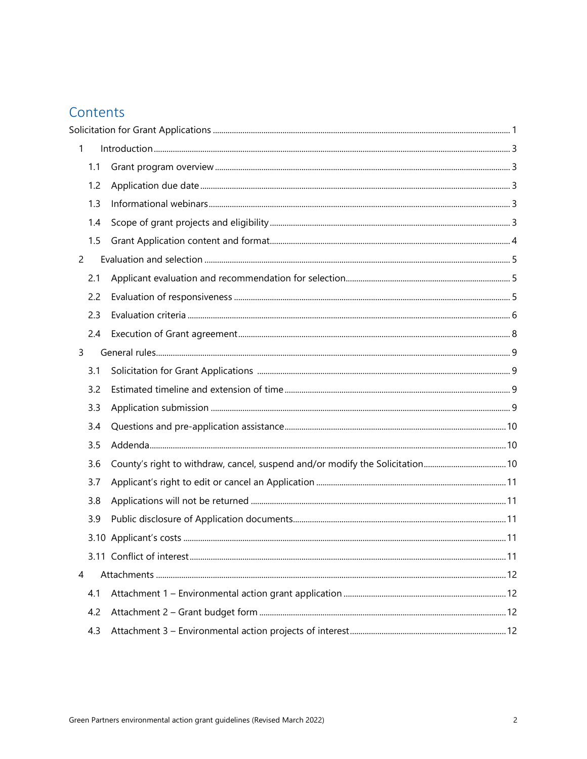# Contents

Solicitation for Grant Applications ........ 1

- 1 Introduction ........ 3
  - 1.1 Grant program overview ........ 3
  - 1.2 Application due date ........ 3
  - 1.3 Informational webinars ........ 3
  - 1.4 Scope of grant projects and eligibility ........ 3
  - 1.5 Grant Application content and format ........ 4
- 2 Evaluation and selection ........ 5
  - 2.1 Applicant evaluation and recommendation for selection ........ 5
  - 2.2 Evaluation of responsiveness ........ 5
  - 2.3 Evaluation criteria ........ 6
  - 2.4 Execution of Grant agreement ........ 8
- 3 General rules ........ 9
  - 3.1 Solicitation for Grant Applications ........ 9
  - 3.2 Estimated timeline and extension of time ........ 9
  - 3.3 Application submission ........ 9
  - 3.4 Questions and pre-application assistance ........ 10
  - 3.5 Addenda ........ 10
  - 3.6 County's right to withdraw, cancel, suspend and/or modify the Solicitation ........ 10
  - 3.7 Applicant's right to edit or cancel an Application ........ 11
  - 3.8 Applications will not be returned ........ 11
  - 3.9 Public disclosure of Application documents ........ 11
  - 3.10 Applicant's costs ........ 11
  - 3.11 Conflict of interest ........ 11
- 4 Attachments ........ 12
  - 4.1 Attachment 1 – Environmental action grant application ........ 12
  - 4.2 Attachment 2 – Grant budget form ........ 12
  - 4.3 Attachment 3 – Environmental action projects of interest ........ 12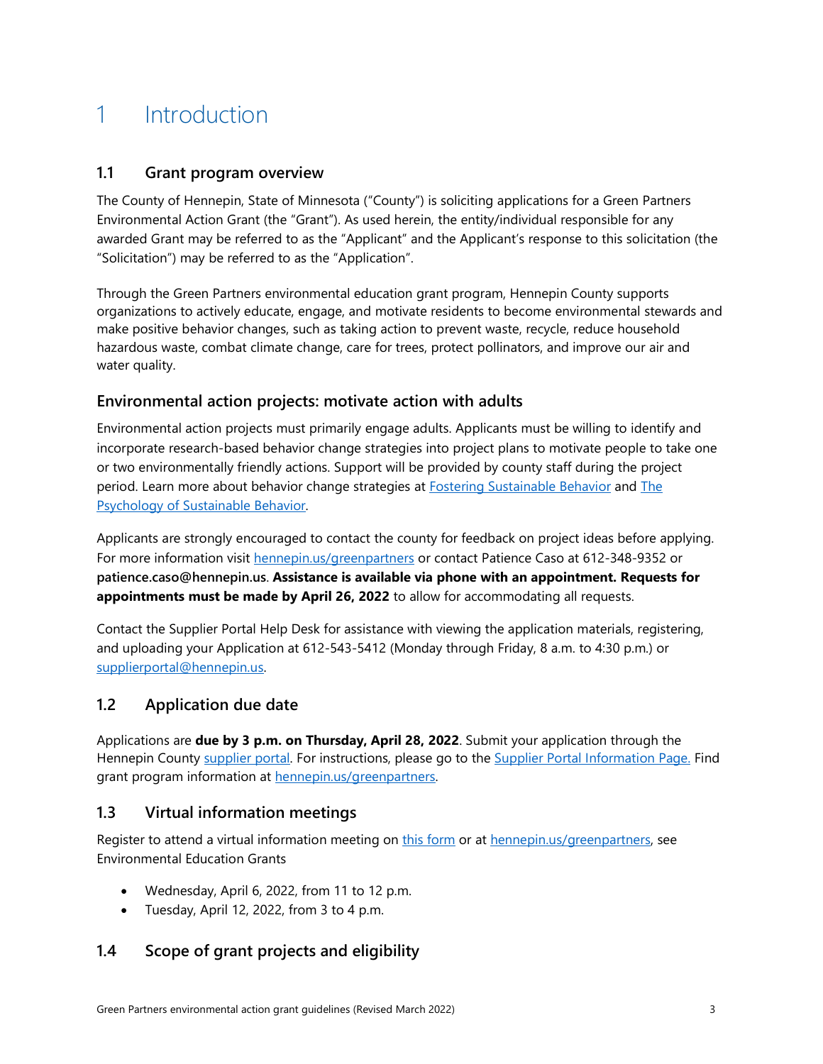# 1 Introduction

## 1.1 Grant program overview

The County of Hennepin, State of Minnesota ("County") is soliciting applications for a Green Partners Environmental Action Grant (the "Grant"). As used herein, the entity/individual responsible for any awarded Grant may be referred to as the "Applicant" and the Applicant's response to this solicitation (the "Solicitation") may be referred to as the "Application".

Through the Green Partners environmental education grant program, Hennepin County supports organizations to actively educate, engage, and motivate residents to become environmental stewards and make positive behavior changes, such as taking action to prevent waste, recycle, reduce household hazardous waste, combat climate change, care for trees, protect pollinators, and improve our air and water quality.

### Environmental action projects: motivate action with adults

Environmental action projects must primarily engage adults. Applicants must be willing to identify and incorporate research-based behavior change strategies into project plans to motivate people to take one or two environmentally friendly actions. Support will be provided by county staff during the project period. Learn more about behavior change strategies at [Fostering Sustainable Behavior]() and [The Psychology of Sustainable Behavior]().

Applicants are strongly encouraged to contact the county for feedback on project ideas before applying. For more information visit [hennepin.us/greenpartners]() or contact Patience Caso at 612-348-9352 or **patience.caso@hennepin.us**. **Assistance is available via phone with an appointment. Requests for appointments must be made by April 26, 2022** to allow for accommodating all requests.

Contact the Supplier Portal Help Desk for assistance with viewing the application materials, registering, and uploading your Application at 612-543-5412 (Monday through Friday, 8 a.m. to 4:30 p.m.) or [supplierportal@hennepin.us]().

## 1.2 Application due date

Applications are **due by 3 p.m. on Thursday, April 28, 2022**. Submit your application through the Hennepin County [supplier portal](). For instructions, please go to the [Supplier Portal Information Page.]() Find grant program information at [hennepin.us/greenpartners]().

## 1.3 Virtual information meetings

Register to attend a virtual information meeting on [this form]() or at [hennepin.us/greenpartners](), see Environmental Education Grants

- Wednesday, April 6, 2022, from 11 to 12 p.m.
- Tuesday, April 12, 2022, from 3 to 4 p.m.

## 1.4 Scope of grant projects and eligibility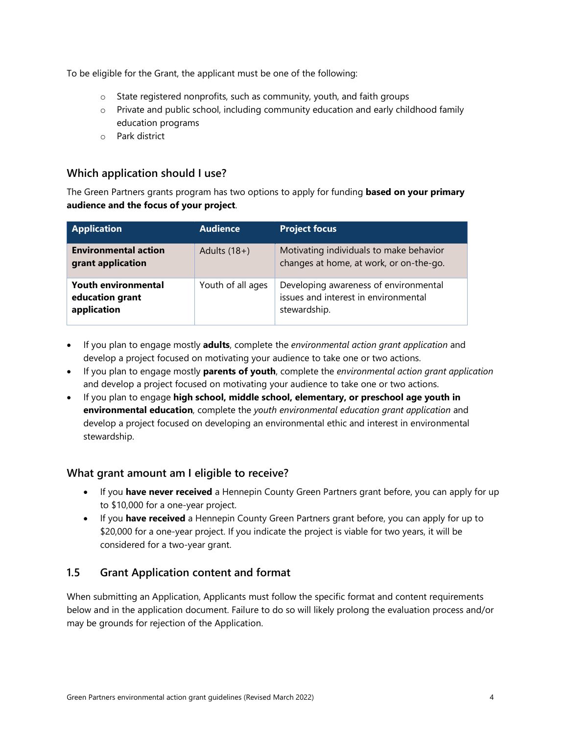To be eligible for the Grant, the applicant must be one of the following:

- State registered nonprofits, such as community, youth, and faith groups
- Private and public school, including community education and early childhood family education programs
- Park district

### Which application should I use?

The Green Partners grants program has two options to apply for funding **based on your primary audience and the focus of your project**.

| Application | Audience | Project focus |
| --- | --- | --- |
| **Environmental action grant application** | Adults (18+) | Motivating individuals to make behavior changes at home, at work, or on-the-go. |
| **Youth environmental education grant application** | Youth of all ages | Developing awareness of environmental issues and interest in environmental stewardship. |

- If you plan to engage mostly **adults**, complete the *environmental action grant application* and develop a project focused on motivating your audience to take one or two actions.
- If you plan to engage mostly **parents of youth**, complete the *environmental action grant application* and develop a project focused on motivating your audience to take one or two actions.
- If you plan to engage **high school, middle school, elementary, or preschool age youth in environmental education**, complete the *youth environmental education grant application* and develop a project focused on developing an environmental ethic and interest in environmental stewardship.

### What grant amount am I eligible to receive?

- If you **have never received** a Hennepin County Green Partners grant before, you can apply for up to $10,000 for a one-year project.
- If you **have received** a Hennepin County Green Partners grant before, you can apply for up to $20,000 for a one-year project. If you indicate the project is viable for two years, it will be considered for a two-year grant.

## 1.5 Grant Application content and format

When submitting an Application, Applicants must follow the specific format and content requirements below and in the application document. Failure to do so will likely prolong the evaluation process and/or may be grounds for rejection of the Application.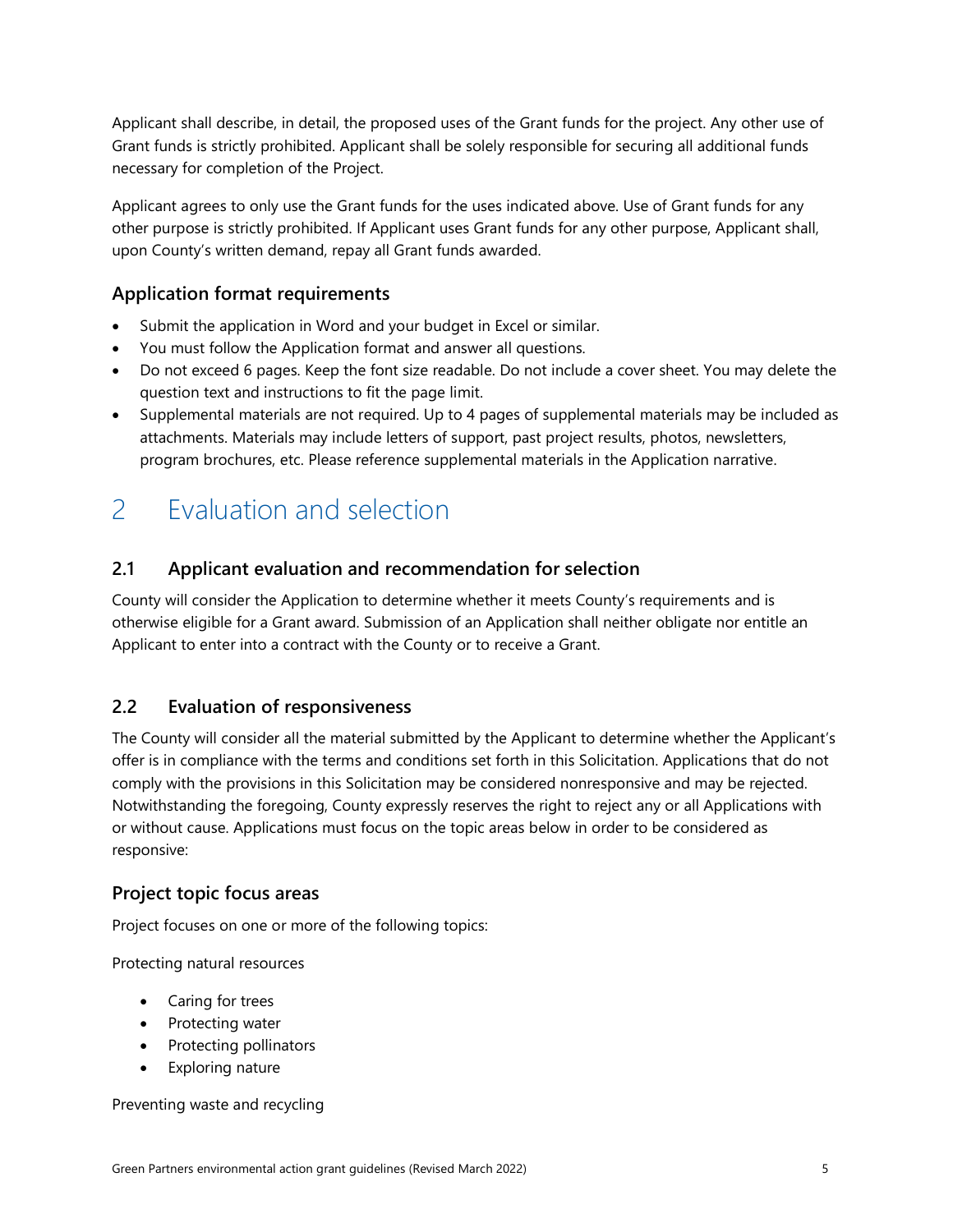Applicant shall describe, in detail, the proposed uses of the Grant funds for the project. Any other use of Grant funds is strictly prohibited. Applicant shall be solely responsible for securing all additional funds necessary for completion of the Project.

Applicant agrees to only use the Grant funds for the uses indicated above. Use of Grant funds for any other purpose is strictly prohibited. If Applicant uses Grant funds for any other purpose, Applicant shall, upon County's written demand, repay all Grant funds awarded.

### Application format requirements

- Submit the application in Word and your budget in Excel or similar.
- You must follow the Application format and answer all questions.
- Do not exceed 6 pages. Keep the font size readable. Do not include a cover sheet. You may delete the question text and instructions to fit the page limit.
- Supplemental materials are not required. Up to 4 pages of supplemental materials may be included as attachments. Materials may include letters of support, past project results, photos, newsletters, program brochures, etc. Please reference supplemental materials in the Application narrative.

# 2 Evaluation and selection

## 2.1 Applicant evaluation and recommendation for selection

County will consider the Application to determine whether it meets County's requirements and is otherwise eligible for a Grant award. Submission of an Application shall neither obligate nor entitle an Applicant to enter into a contract with the County or to receive a Grant.

## 2.2 Evaluation of responsiveness

The County will consider all the material submitted by the Applicant to determine whether the Applicant's offer is in compliance with the terms and conditions set forth in this Solicitation. Applications that do not comply with the provisions in this Solicitation may be considered nonresponsive and may be rejected. Notwithstanding the foregoing, County expressly reserves the right to reject any or all Applications with or without cause. Applications must focus on the topic areas below in order to be considered as responsive:

### Project topic focus areas

Project focuses on one or more of the following topics:

Protecting natural resources

- Caring for trees
- Protecting water
- Protecting pollinators
- Exploring nature

Preventing waste and recycling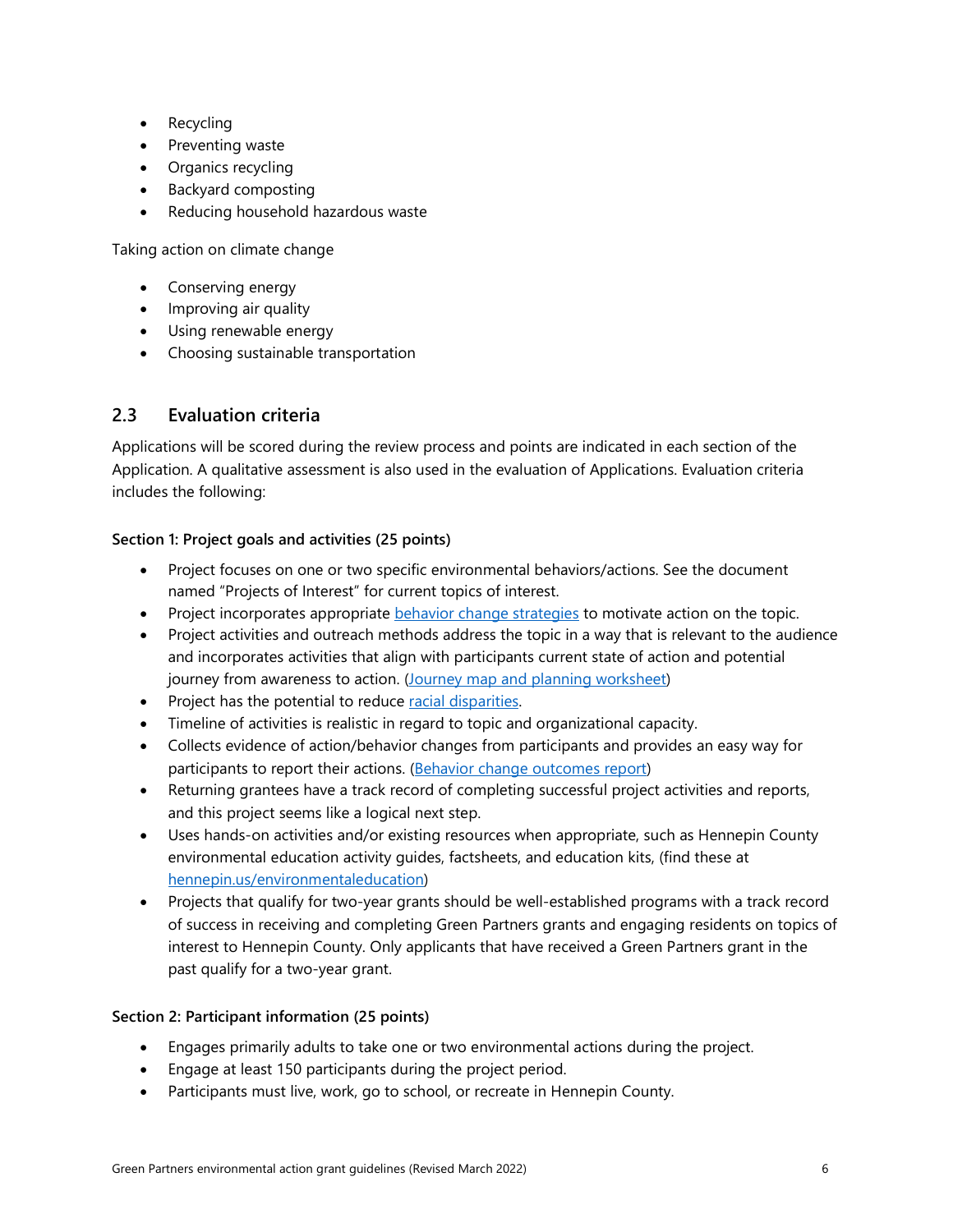- Recycling
- Preventing waste
- Organics recycling
- Backyard composting
- Reducing household hazardous waste

Taking action on climate change

- Conserving energy
- Improving air quality
- Using renewable energy
- Choosing sustainable transportation

## 2.3 Evaluation criteria

Applications will be scored during the review process and points are indicated in each section of the Application. A qualitative assessment is also used in the evaluation of Applications. Evaluation criteria includes the following:

**Section 1: Project goals and activities (25 points)**

- Project focuses on one or two specific environmental behaviors/actions. See the document named "Projects of Interest" for current topics of interest.
- Project incorporates appropriate behavior change strategies to motivate action on the topic.
- Project activities and outreach methods address the topic in a way that is relevant to the audience and incorporates activities that align with participants current state of action and potential journey from awareness to action. (Journey map and planning worksheet)
- Project has the potential to reduce racial disparities.
- Timeline of activities is realistic in regard to topic and organizational capacity.
- Collects evidence of action/behavior changes from participants and provides an easy way for participants to report their actions. (Behavior change outcomes report)
- Returning grantees have a track record of completing successful project activities and reports, and this project seems like a logical next step.
- Uses hands-on activities and/or existing resources when appropriate, such as Hennepin County environmental education activity guides, factsheets, and education kits, (find these at hennepin.us/environmentaleducation)
- Projects that qualify for two-year grants should be well-established programs with a track record of success in receiving and completing Green Partners grants and engaging residents on topics of interest to Hennepin County. Only applicants that have received a Green Partners grant in the past qualify for a two-year grant.

**Section 2: Participant information (25 points)**

- Engages primarily adults to take one or two environmental actions during the project.
- Engage at least 150 participants during the project period.
- Participants must live, work, go to school, or recreate in Hennepin County.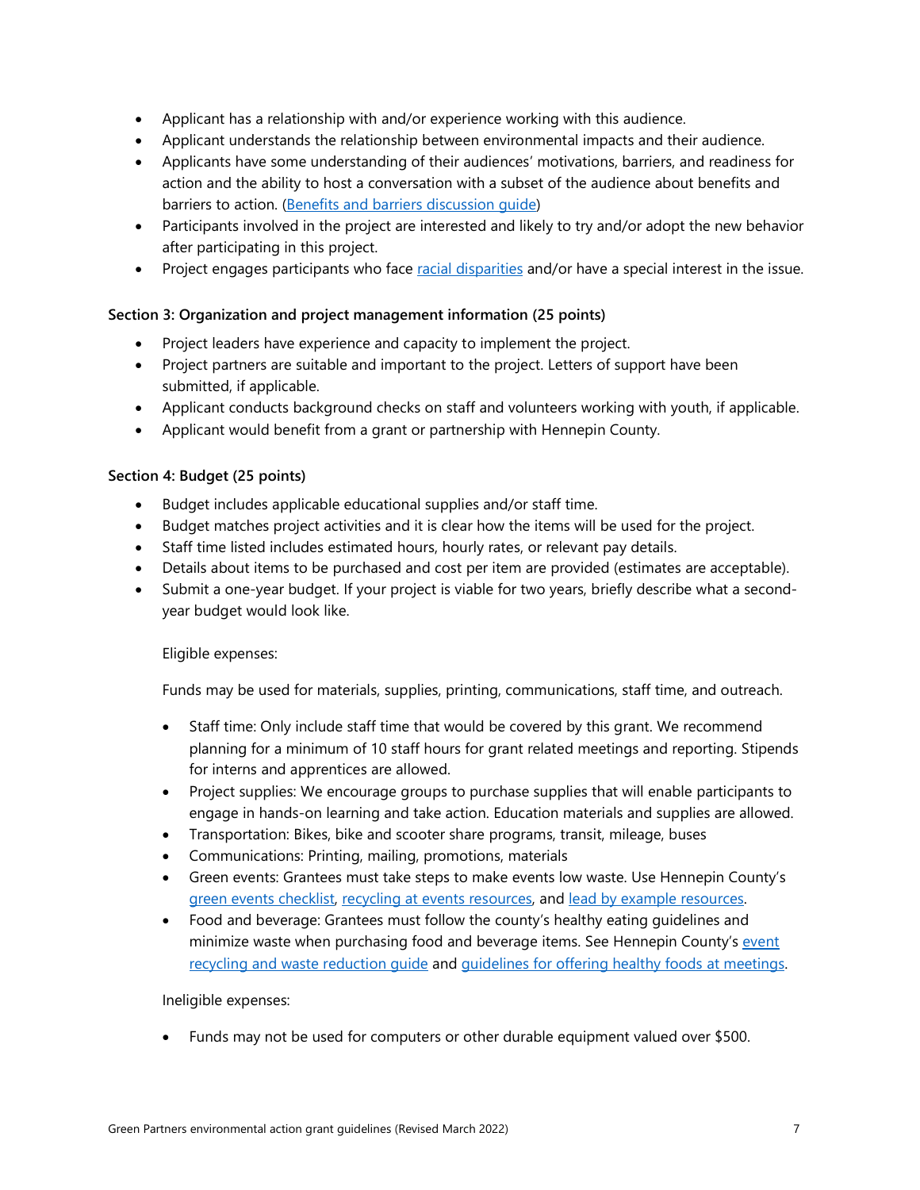- Applicant has a relationship with and/or experience working with this audience.
- Applicant understands the relationship between environmental impacts and their audience.
- Applicants have some understanding of their audiences' motivations, barriers, and readiness for action and the ability to host a conversation with a subset of the audience about benefits and barriers to action. (Benefits and barriers discussion guide)
- Participants involved in the project are interested and likely to try and/or adopt the new behavior after participating in this project.
- Project engages participants who face racial disparities and/or have a special interest in the issue.

**Section 3: Organization and project management information (25 points)**

- Project leaders have experience and capacity to implement the project.
- Project partners are suitable and important to the project. Letters of support have been submitted, if applicable.
- Applicant conducts background checks on staff and volunteers working with youth, if applicable.
- Applicant would benefit from a grant or partnership with Hennepin County.

**Section 4: Budget (25 points)**

- Budget includes applicable educational supplies and/or staff time.
- Budget matches project activities and it is clear how the items will be used for the project.
- Staff time listed includes estimated hours, hourly rates, or relevant pay details.
- Details about items to be purchased and cost per item are provided (estimates are acceptable).
- Submit a one-year budget. If your project is viable for two years, briefly describe what a second-year budget would look like.

  Eligible expenses:

  Funds may be used for materials, supplies, printing, communications, staff time, and outreach.

  - Staff time: Only include staff time that would be covered by this grant. We recommend planning for a minimum of 10 staff hours for grant related meetings and reporting. Stipends for interns and apprentices are allowed.
  - Project supplies: We encourage groups to purchase supplies that will enable participants to engage in hands-on learning and take action. Education materials and supplies are allowed.
  - Transportation: Bikes, bike and scooter share programs, transit, mileage, buses
  - Communications: Printing, mailing, promotions, materials
  - Green events: Grantees must take steps to make events low waste. Use Hennepin County's green events checklist, recycling at events resources, and lead by example resources.
  - Food and beverage: Grantees must follow the county's healthy eating guidelines and minimize waste when purchasing food and beverage items. See Hennepin County's event recycling and waste reduction guide and guidelines for offering healthy foods at meetings.

  Ineligible expenses:

  - Funds may not be used for computers or other durable equipment valued over $500.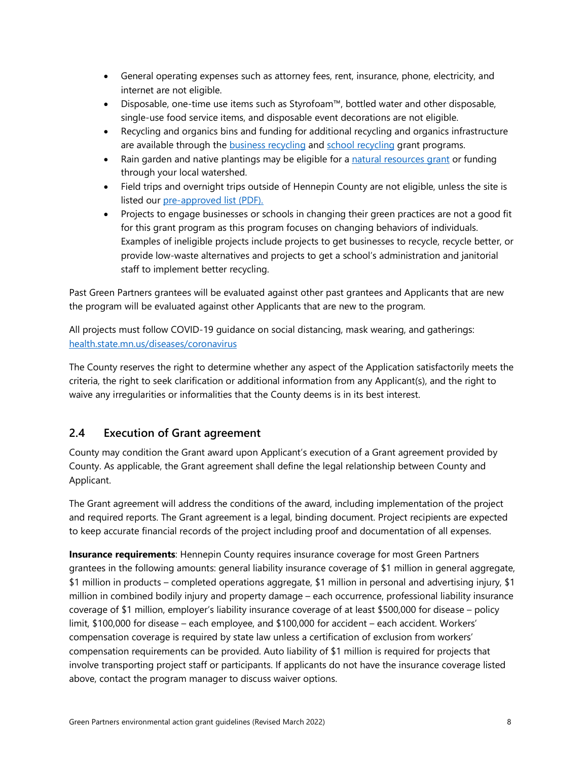- General operating expenses such as attorney fees, rent, insurance, phone, electricity, and internet are not eligible.
- Disposable, one-time use items such as Styrofoam™, bottled water and other disposable, single-use food service items, and disposable event decorations are not eligible.
- Recycling and organics bins and funding for additional recycling and organics infrastructure are available through the business recycling and school recycling grant programs.
- Rain garden and native plantings may be eligible for a natural resources grant or funding through your local watershed.
- Field trips and overnight trips outside of Hennepin County are not eligible, unless the site is listed our pre-approved list (PDF).
- Projects to engage businesses or schools in changing their green practices are not a good fit for this grant program as this program focuses on changing behaviors of individuals. Examples of ineligible projects include projects to get businesses to recycle, recycle better, or provide low-waste alternatives and projects to get a school's administration and janitorial staff to implement better recycling.

Past Green Partners grantees will be evaluated against other past grantees and Applicants that are new the program will be evaluated against other Applicants that are new to the program.

All projects must follow COVID-19 guidance on social distancing, mask wearing, and gatherings: health.state.mn.us/diseases/coronavirus

The County reserves the right to determine whether any aspect of the Application satisfactorily meets the criteria, the right to seek clarification or additional information from any Applicant(s), and the right to waive any irregularities or informalities that the County deems is in its best interest.

## 2.4 Execution of Grant agreement

County may condition the Grant award upon Applicant's execution of a Grant agreement provided by County. As applicable, the Grant agreement shall define the legal relationship between County and Applicant.

The Grant agreement will address the conditions of the award, including implementation of the project and required reports. The Grant agreement is a legal, binding document. Project recipients are expected to keep accurate financial records of the project including proof and documentation of all expenses.

**Insurance requirements**: Hennepin County requires insurance coverage for most Green Partners grantees in the following amounts: general liability insurance coverage of $1 million in general aggregate, $1 million in products – completed operations aggregate, $1 million in personal and advertising injury, $1 million in combined bodily injury and property damage – each occurrence, professional liability insurance coverage of $1 million, employer's liability insurance coverage of at least $500,000 for disease – policy limit, $100,000 for disease – each employee, and $100,000 for accident – each accident. Workers' compensation coverage is required by state law unless a certification of exclusion from workers' compensation requirements can be provided. Auto liability of $1 million is required for projects that involve transporting project staff or participants. If applicants do not have the insurance coverage listed above, contact the program manager to discuss waiver options.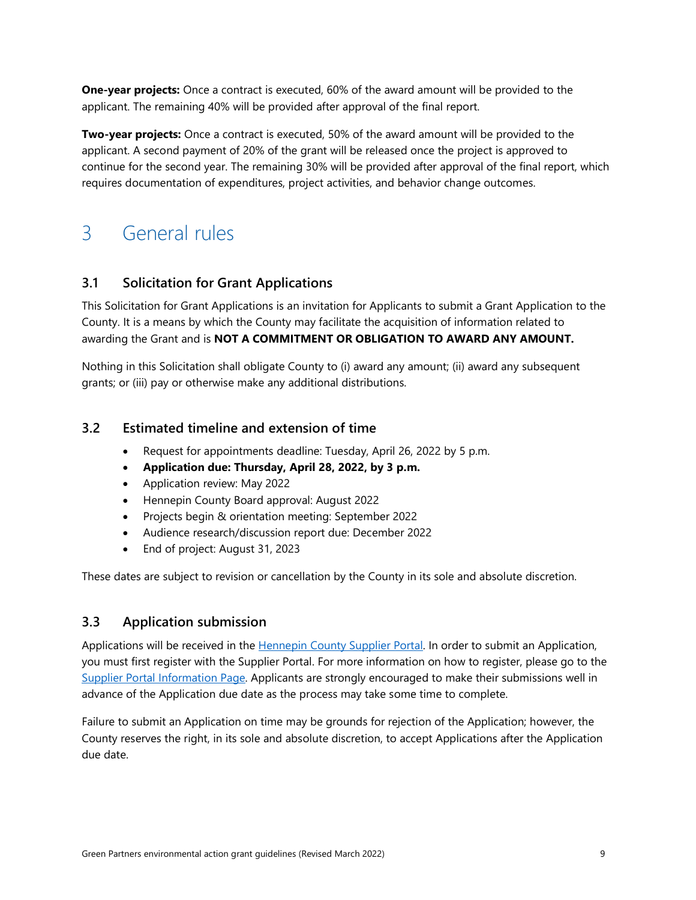**One-year projects:** Once a contract is executed, 60% of the award amount will be provided to the applicant. The remaining 40% will be provided after approval of the final report.

**Two-year projects:** Once a contract is executed, 50% of the award amount will be provided to the applicant. A second payment of 20% of the grant will be released once the project is approved to continue for the second year. The remaining 30% will be provided after approval of the final report, which requires documentation of expenditures, project activities, and behavior change outcomes.

# 3 General rules

## 3.1 Solicitation for Grant Applications

This Solicitation for Grant Applications is an invitation for Applicants to submit a Grant Application to the County. It is a means by which the County may facilitate the acquisition of information related to awarding the Grant and is **NOT A COMMITMENT OR OBLIGATION TO AWARD ANY AMOUNT.**

Nothing in this Solicitation shall obligate County to (i) award any amount; (ii) award any subsequent grants; or (iii) pay or otherwise make any additional distributions.

## 3.2 Estimated timeline and extension of time

- Request for appointments deadline: Tuesday, April 26, 2022 by 5 p.m.
- **Application due: Thursday, April 28, 2022, by 3 p.m.**
- Application review: May 2022
- Hennepin County Board approval: August 2022
- Projects begin & orientation meeting: September 2022
- Audience research/discussion report due: December 2022
- End of project: August 31, 2023

These dates are subject to revision or cancellation by the County in its sole and absolute discretion.

## 3.3 Application submission

Applications will be received in the [Hennepin County Supplier Portal](). In order to submit an Application, you must first register with the Supplier Portal. For more information on how to register, please go to the [Supplier Portal Information Page](). Applicants are strongly encouraged to make their submissions well in advance of the Application due date as the process may take some time to complete.

Failure to submit an Application on time may be grounds for rejection of the Application; however, the County reserves the right, in its sole and absolute discretion, to accept Applications after the Application due date.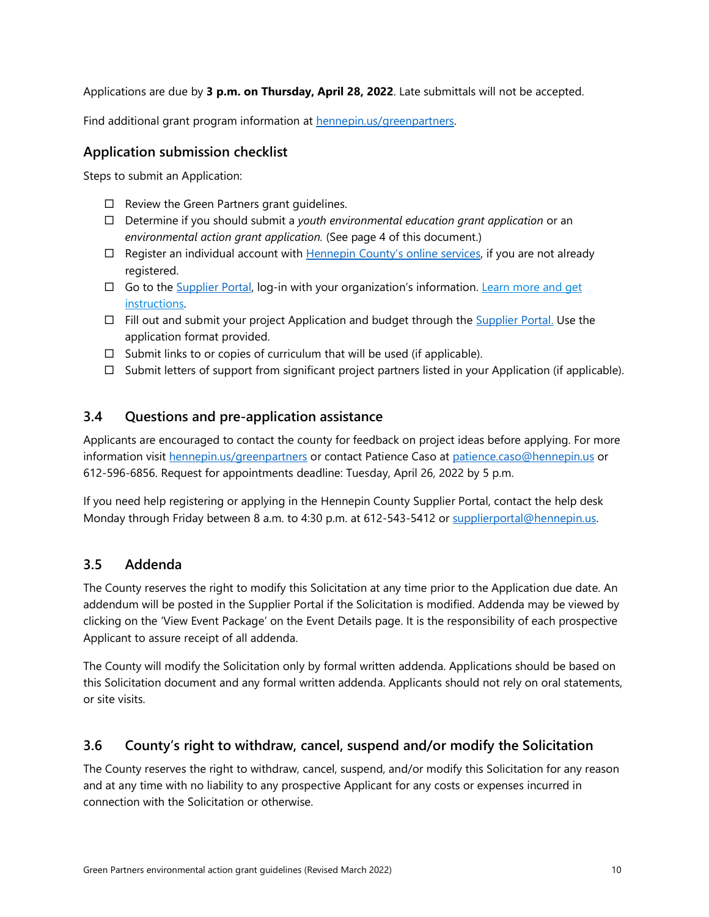Applications are due by **3 p.m. on Thursday, April 28, 2022**. Late submittals will not be accepted.

Find additional grant program information at [hennepin.us/greenpartners](hennepin.us/greenpartners).

### Application submission checklist

Steps to submit an Application:

- ☐ Review the Green Partners grant guidelines.
- ☐ Determine if you should submit a *youth environmental education grant application* or an *environmental action grant application.* (See page 4 of this document.)
- ☐ Register an individual account with Hennepin County's online services, if you are not already registered.
- ☐ Go to the Supplier Portal, log-in with your organization's information. Learn more and get instructions.
- ☐ Fill out and submit your project Application and budget through the Supplier Portal. Use the application format provided.
- ☐ Submit links to or copies of curriculum that will be used (if applicable).
- ☐ Submit letters of support from significant project partners listed in your Application (if applicable).

## 3.4 Questions and pre-application assistance

Applicants are encouraged to contact the county for feedback on project ideas before applying. For more information visit hennepin.us/greenpartners or contact Patience Caso at patience.caso@hennepin.us or 612-596-6856. Request for appointments deadline: Tuesday, April 26, 2022 by 5 p.m.

If you need help registering or applying in the Hennepin County Supplier Portal, contact the help desk Monday through Friday between 8 a.m. to 4:30 p.m. at 612-543-5412 or supplierportal@hennepin.us.

## 3.5 Addenda

The County reserves the right to modify this Solicitation at any time prior to the Application due date. An addendum will be posted in the Supplier Portal if the Solicitation is modified. Addenda may be viewed by clicking on the 'View Event Package' on the Event Details page. It is the responsibility of each prospective Applicant to assure receipt of all addenda.

The County will modify the Solicitation only by formal written addenda. Applications should be based on this Solicitation document and any formal written addenda. Applicants should not rely on oral statements, or site visits.

## 3.6 County's right to withdraw, cancel, suspend and/or modify the Solicitation

The County reserves the right to withdraw, cancel, suspend, and/or modify this Solicitation for any reason and at any time with no liability to any prospective Applicant for any costs or expenses incurred in connection with the Solicitation or otherwise.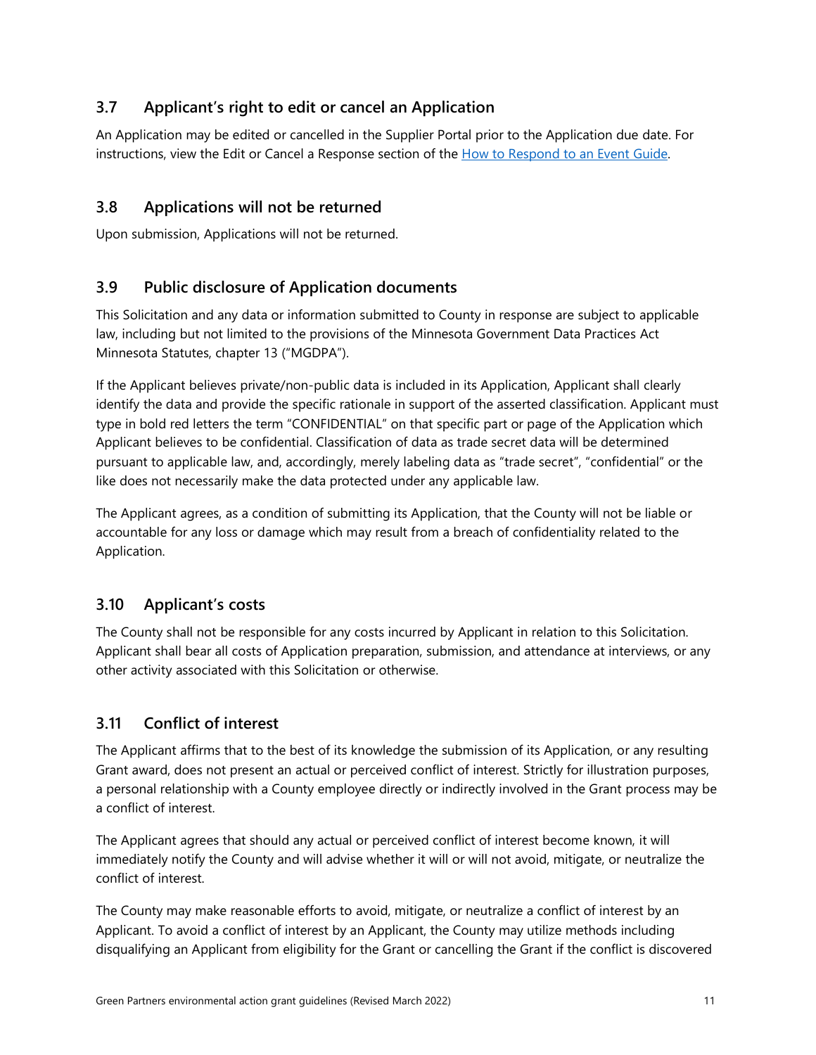## 3.7 Applicant's right to edit or cancel an Application

An Application may be edited or cancelled in the Supplier Portal prior to the Application due date. For instructions, view the Edit or Cancel a Response section of the How to Respond to an Event Guide.

## 3.8 Applications will not be returned

Upon submission, Applications will not be returned.

## 3.9 Public disclosure of Application documents

This Solicitation and any data or information submitted to County in response are subject to applicable law, including but not limited to the provisions of the Minnesota Government Data Practices Act Minnesota Statutes, chapter 13 ("MGDPA").

If the Applicant believes private/non-public data is included in its Application, Applicant shall clearly identify the data and provide the specific rationale in support of the asserted classification. Applicant must type in bold red letters the term "CONFIDENTIAL" on that specific part or page of the Application which Applicant believes to be confidential. Classification of data as trade secret data will be determined pursuant to applicable law, and, accordingly, merely labeling data as "trade secret", "confidential" or the like does not necessarily make the data protected under any applicable law.

The Applicant agrees, as a condition of submitting its Application, that the County will not be liable or accountable for any loss or damage which may result from a breach of confidentiality related to the Application.

## 3.10 Applicant's costs

The County shall not be responsible for any costs incurred by Applicant in relation to this Solicitation. Applicant shall bear all costs of Application preparation, submission, and attendance at interviews, or any other activity associated with this Solicitation or otherwise.

## 3.11 Conflict of interest

The Applicant affirms that to the best of its knowledge the submission of its Application, or any resulting Grant award, does not present an actual or perceived conflict of interest. Strictly for illustration purposes, a personal relationship with a County employee directly or indirectly involved in the Grant process may be a conflict of interest.

The Applicant agrees that should any actual or perceived conflict of interest become known, it will immediately notify the County and will advise whether it will or will not avoid, mitigate, or neutralize the conflict of interest.

The County may make reasonable efforts to avoid, mitigate, or neutralize a conflict of interest by an Applicant. To avoid a conflict of interest by an Applicant, the County may utilize methods including disqualifying an Applicant from eligibility for the Grant or cancelling the Grant if the conflict is discovered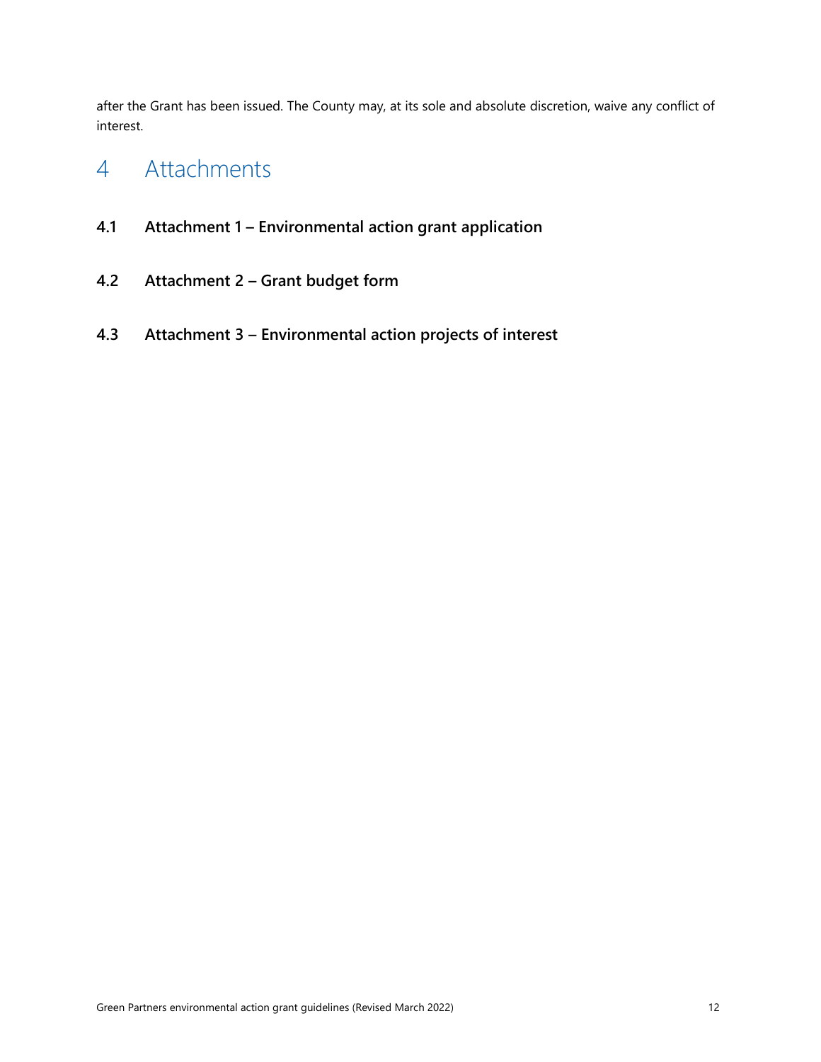after the Grant has been issued. The County may, at its sole and absolute discretion, waive any conflict of interest.

# 4 Attachments

### 4.1 Attachment 1 – Environmental action grant application

### 4.2 Attachment 2 – Grant budget form

### 4.3 Attachment 3 – Environmental action projects of interest